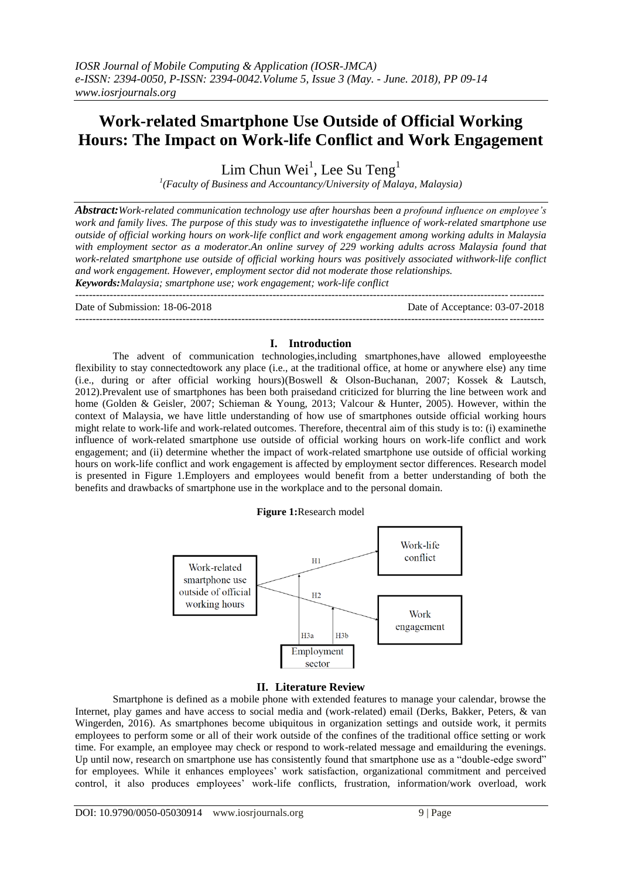# Work-related Smartphone Use Outside of Official Working Hours: The Impact on Work-life Conflict and Work Engagement

Lim Chun Wei[1], Lee Su Teng[1]

[1](Faculty of Business and Accountancy/University of Malaya, Malaysia)

***Abstract:*** *Work-related communication technology use after hourshas been a profound influence on employee's work and family lives. The purpose of this study was to investigatethe influence of work-related smartphone use outside of official working hours on work-life conflict and work engagement among working adults in Malaysia with employment sector as a moderator.An online survey of 229 working adults across Malaysia found that work-related smartphone use outside of official working hours was positively associated withwork-life conflict and work engagement. However, employment sector did not moderate those relationships.*

***Keywords:*** *Malaysia; smartphone use; work engagement; work-life conflict*

Date of Submission: 18-06-2018 | Date of Acceptance: 03-07-2018

## I. Introduction

The advent of communication technologies,including smartphones,have allowed employeesthe flexibility to stay connectedtowork any place (i.e., at the traditional office, at home or anywhere else) any time (i.e., during or after official working hours)(Boswell & Olson-Buchanan, 2007; Kossek & Lautsch, 2012).Prevalent use of smartphones has been both praisedand criticized for blurring the line between work and home (Golden & Geisler, 2007; Schieman & Young, 2013; Valcour & Hunter, 2005). However, within the context of Malaysia, we have little understanding of how use of smartphones outside official working hours might relate to work-life and work-related outcomes. Therefore, thecentral aim of this study is to: (i) examinethe influence of work-related smartphone use outside of official working hours on work-life conflict and work engagement; and (ii) determine whether the impact of work-related smartphone use outside of official working hours on work-life conflict and work engagement is affected by employment sector differences. Research model is presented in Figure 1.Employers and employees would benefit from a better understanding of both the benefits and drawbacks of smartphone use in the workplace and to the personal domain.

**Figure 1:** Research model

Work-related smartphone use outside of official working hours

Work-life conflict

Work engagement

Employment sector

H1

H2

H3a

H3b

## II. Literature Review

Smartphone is defined as a mobile phone with extended features to manage your calendar, browse the Internet, play games and have access to social media and (work-related) email (Derks, Bakker, Peters, & van Wingerden, 2016). As smartphones become ubiquitous in organization settings and outside work, it permits employees to perform some or all of their work outside of the confines of the traditional office setting or work time. For example, an employee may check or respond to work-related message and emailduring the evenings. Up until now, research on smartphone use has consistently found that smartphone use as a "double-edge sword" for employees. While it enhances employees' work satisfaction, organizational commitment and perceived control, it also produces employees' work-life conflicts, frustration, information/work overload, work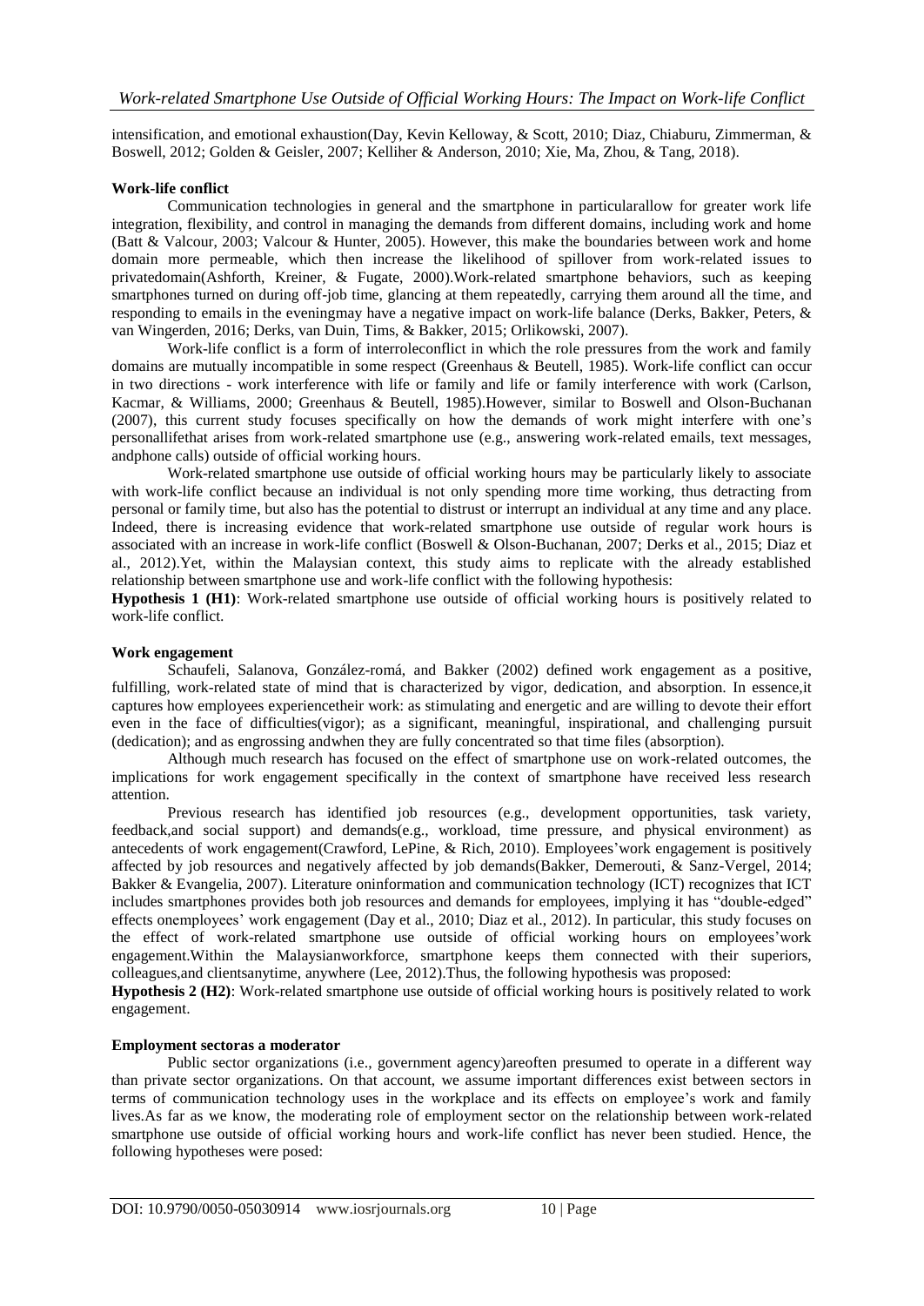intensification, and emotional exhaustion(Day, Kevin Kelloway, & Scott, 2010; Diaz, Chiaburu, Zimmerman, & Boswell, 2012; Golden & Geisler, 2007; Kelliher & Anderson, 2010; Xie, Ma, Zhou, & Tang, 2018).

### Work-life conflict

Communication technologies in general and the smartphone in particularallow for greater work life integration, flexibility, and control in managing the demands from different domains, including work and home (Batt & Valcour, 2003; Valcour & Hunter, 2005). However, this make the boundaries between work and home domain more permeable, which then increase the likelihood of spillover from work-related issues to privatedomain(Ashforth, Kreiner, & Fugate, 2000).Work-related smartphone behaviors, such as keeping smartphones turned on during off-job time, glancing at them repeatedly, carrying them around all the time, and responding to emails in the eveningmay have a negative impact on work-life balance (Derks, Bakker, Peters, & van Wingerden, 2016; Derks, van Duin, Tims, & Bakker, 2015; Orlikowski, 2007).

Work-life conflict is a form of interroleconflict in which the role pressures from the work and family domains are mutually incompatible in some respect (Greenhaus & Beutell, 1985). Work-life conflict can occur in two directions - work interference with life or family and life or family interference with work (Carlson, Kacmar, & Williams, 2000; Greenhaus & Beutell, 1985).However, similar to Boswell and Olson-Buchanan (2007), this current study focuses specifically on how the demands of work might interfere with one's personallifethat arises from work-related smartphone use (e.g., answering work-related emails, text messages, andphone calls) outside of official working hours.

Work-related smartphone use outside of official working hours may be particularly likely to associate with work-life conflict because an individual is not only spending more time working, thus detracting from personal or family time, but also has the potential to distrust or interrupt an individual at any time and any place. Indeed, there is increasing evidence that work-related smartphone use outside of regular work hours is associated with an increase in work-life conflict (Boswell & Olson-Buchanan, 2007; Derks et al., 2015; Diaz et al., 2012).Yet, within the Malaysian context, this study aims to replicate with the already established relationship between smartphone use and work-life conflict with the following hypothesis:

**Hypothesis 1 (H1)**: Work-related smartphone use outside of official working hours is positively related to work-life conflict.

### Work engagement

Schaufeli, Salanova, González-romá, and Bakker (2002) defined work engagement as a positive, fulfilling, work-related state of mind that is characterized by vigor, dedication, and absorption. In essence,it captures how employees experiencetheir work: as stimulating and energetic and are willing to devote their effort even in the face of difficulties(vigor); as a significant, meaningful, inspirational, and challenging pursuit (dedication); and as engrossing andwhen they are fully concentrated so that time files (absorption).

Although much research has focused on the effect of smartphone use on work-related outcomes, the implications for work engagement specifically in the context of smartphone have received less research attention.

Previous research has identified job resources (e.g., development opportunities, task variety, feedback,and social support) and demands(e.g., workload, time pressure, and physical environment) as antecedents of work engagement(Crawford, LePine, & Rich, 2010). Employees'work engagement is positively affected by job resources and negatively affected by job demands(Bakker, Demerouti, & Sanz-Vergel, 2014; Bakker & Evangelia, 2007). Literature oninformation and communication technology (ICT) recognizes that ICT includes smartphones provides both job resources and demands for employees, implying it has "double-edged" effects onemployees' work engagement (Day et al., 2010; Diaz et al., 2012). In particular, this study focuses on the effect of work-related smartphone use outside of official working hours on employees'work engagement.Within the Malaysianworkforce, smartphone keeps them connected with their superiors, colleagues,and clientsanytime, anywhere (Lee, 2012).Thus, the following hypothesis was proposed:

**Hypothesis 2 (H2)**: Work-related smartphone use outside of official working hours is positively related to work engagement.

### Employment sectoras a moderator

Public sector organizations (i.e., government agency)areoften presumed to operate in a different way than private sector organizations. On that account, we assume important differences exist between sectors in terms of communication technology uses in the workplace and its effects on employee's work and family lives.As far as we know, the moderating role of employment sector on the relationship between work-related smartphone use outside of official working hours and work-life conflict has never been studied. Hence, the following hypotheses were posed: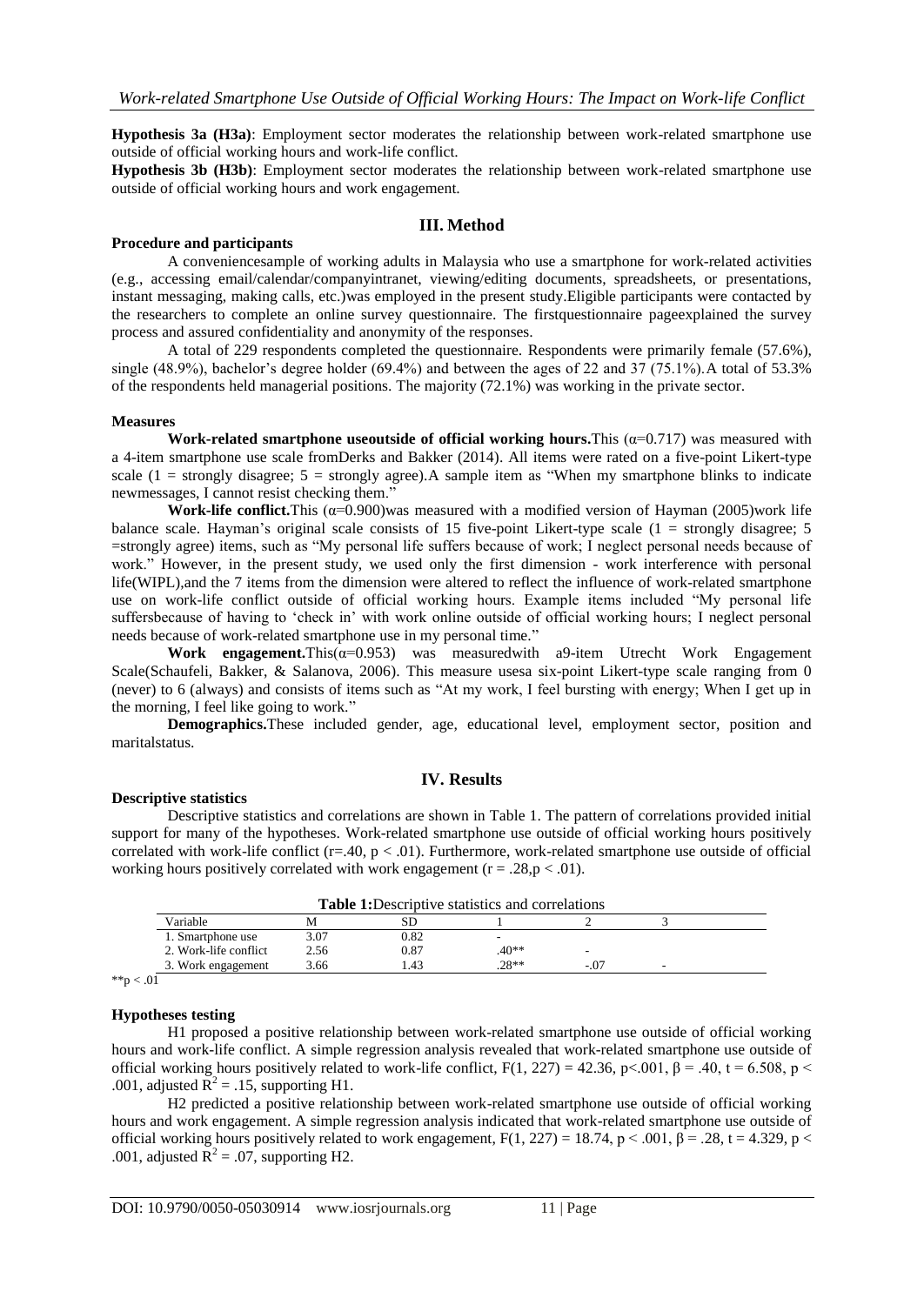**Hypothesis 3a (H3a)**: Employment sector moderates the relationship between work-related smartphone use outside of official working hours and work-life conflict.

**Hypothesis 3b (H3b)**: Employment sector moderates the relationship between work-related smartphone use outside of official working hours and work engagement.

## III. Method

### Procedure and participants

A conveniencesample of working adults in Malaysia who use a smartphone for work-related activities (e.g., accessing email/calendar/companyintranet, viewing/editing documents, spreadsheets, or presentations, instant messaging, making calls, etc.)was employed in the present study.Eligible participants were contacted by the researchers to complete an online survey questionnaire. The firstquestionnaire pageexplained the survey process and assured confidentiality and anonymity of the responses.

A total of 229 respondents completed the questionnaire. Respondents were primarily female (57.6%), single (48.9%), bachelor's degree holder (69.4%) and between the ages of 22 and 37 (75.1%).A total of 53.3% of the respondents held managerial positions. The majority (72.1%) was working in the private sector.

### Measures

**Work-related smartphone useoutside of official working hours.**This ($\alpha$=0.717) was measured with a 4-item smartphone use scale fromDerks and Bakker (2014). All items were rated on a five-point Likert-type scale (1 = strongly disagree; 5 = strongly agree).A sample item as "When my smartphone blinks to indicate newmessages, I cannot resist checking them."

**Work-life conflict.**This ($\alpha$=0.900)was measured with a modified version of Hayman (2005)work life balance scale. Hayman's original scale consists of 15 five-point Likert-type scale (1 = strongly disagree; 5 =strongly agree) items, such as "My personal life suffers because of work; I neglect personal needs because of work." However, in the present study, we used only the first dimension - work interference with personal life(WIPL),and the 7 items from the dimension were altered to reflect the influence of work-related smartphone use on work-life conflict outside of official working hours. Example items included "My personal life suffersbecause of having to 'check in' with work online outside of official working hours; I neglect personal needs because of work-related smartphone use in my personal time."

**Work engagement.**This($\alpha$=0.953) was measuredwith a9-item Utrecht Work Engagement Scale(Schaufeli, Bakker, & Salanova, 2006). This measure usesa six-point Likert-type scale ranging from 0 (never) to 6 (always) and consists of items such as "At my work, I feel bursting with energy; When I get up in the morning, I feel like going to work."

**Demographics.**These included gender, age, educational level, employment sector, position and maritalstatus.

## IV. Results

### Descriptive statistics

Descriptive statistics and correlations are shown in Table 1. The pattern of correlations provided initial support for many of the hypotheses. Work-related smartphone use outside of official working hours positively correlated with work-life conflict ($r$=.40, $p < .01$). Furthermore, work-related smartphone use outside of official working hours positively correlated with work engagement ($r = .28, p < .01$).

**Table 1:**Descriptive statistics and correlations

| Variable | M | SD | 1 | 2 | 3 |
|---|---|---|---|---|---|
| 1. Smartphone use | 3.07 | 0.82 | - | | |
| 2. Work-life conflict | 2.56 | 0.87 | .40** | - | |
| 3. Work engagement | 3.66 | 1.43 | .28** | -.07 | - |

**p < .01

### Hypotheses testing

H1 proposed a positive relationship between work-related smartphone use outside of official working hours and work-life conflict. A simple regression analysis revealed that work-related smartphone use outside of official working hours positively related to work-life conflict, $F(1, 227) = 42.36$, $p<.001$, $\beta = .40$, $t = 6.508$, $p < .001$, adjusted $R^2 = .15$, supporting H1.

H2 predicted a positive relationship between work-related smartphone use outside of official working hours and work engagement. A simple regression analysis indicated that work-related smartphone use outside of official working hours positively related to work engagement, $F(1, 227) = 18.74$, $p < .001$, $\beta = .28$, $t = 4.329$, $p < .001$, adjusted $R^2 = .07$, supporting H2.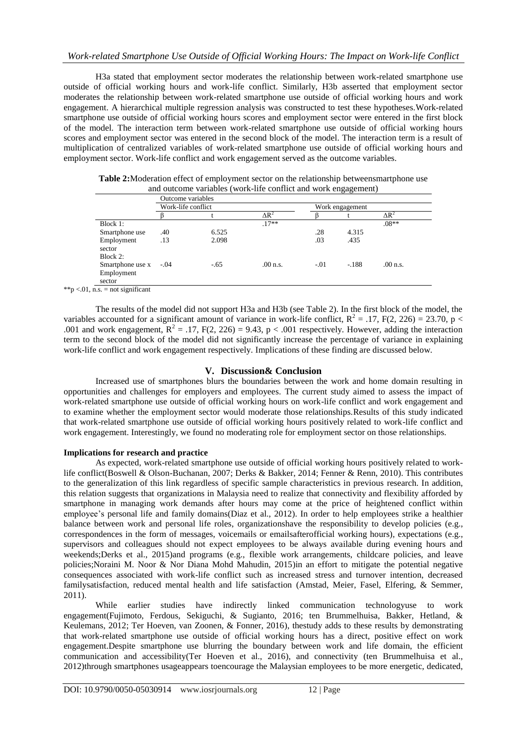H3a stated that employment sector moderates the relationship between work-related smartphone use outside of official working hours and work-life conflict. Similarly, H3b asserted that employment sector moderates the relationship between work-related smartphone use outside of official working hours and work engagement. A hierarchical multiple regression analysis was constructed to test these hypotheses.Work-related smartphone use outside of official working hours scores and employment sector were entered in the first block of the model. The interaction term between work-related smartphone use outside of official working hours scores and employment sector was entered in the second block of the model. The interaction term is a result of multiplication of centralized variables of work-related smartphone use outside of official working hours and employment sector. Work-life conflict and work engagement served as the outcome variables.

**Table 2:**Moderation effect of employment sector on the relationship betweensmartphone use and outcome variables (work-life conflict and work engagement)

| | Outcome variables | | | | | |
|---|---|---|---|---|---|---|
| | Work-life conflict | | | Work engagement | | |
| | β | t | $\Delta R^2$ | β | t | $\Delta R^2$ |
| Block 1: | | | .17** | | | .08** |
| Smartphone use | .40 | 6.525 | | .28 | 4.315 | |
| Employment sector | .13 | 2.098 | | .03 | .435 | |
| Block 2: | | | | | | |
| Smartphone use x Employment sector | -.04 | -.65 | .00 n.s. | -.01 | -.188 | .00 n.s. |

**$p$ <.01, n.s. = not significant

The results of the model did not support H3a and H3b (see Table 2). In the first block of the model, the variables accounted for a significant amount of variance in work-life conflict, $R^2 = .17$, $F(2, 226) = 23.70$, $p < .001$ and work engagement, $R^2 = .17$, $F(2, 226) = 9.43$, $p < .001$ respectively. However, adding the interaction term to the second block of the model did not significantly increase the percentage of variance in explaining work-life conflict and work engagement respectively. Implications of these finding are discussed below.

## V. Discussion& Conclusion

Increased use of smartphones blurs the boundaries between the work and home domain resulting in opportunities and challenges for employers and employees. The current study aimed to assess the impact of work-related smartphone use outside of official working hours on work-life conflict and work engagement and to examine whether the employment sector would moderate those relationships.Results of this study indicated that work-related smartphone use outside of official working hours positively related to work-life conflict and work engagement. Interestingly, we found no moderating role for employment sector on those relationships.

**Implications for research and practice**

As expected, work-related smartphone use outside of official working hours positively related to work-life conflict(Boswell & Olson-Buchanan, 2007; Derks & Bakker, 2014; Fenner & Renn, 2010). This contributes to the generalization of this link regardless of specific sample characteristics in previous research. In addition, this relation suggests that organizations in Malaysia need to realize that connectivity and flexibility afforded by smartphone in managing work demands after hours may come at the price of heightened conflict within employee's personal life and family domains(Diaz et al., 2012). In order to help employees strike a healthier balance between work and personal life roles, organizationshave the responsibility to develop policies (e.g., correspondences in the form of messages, voicemails or emailsafterofficial working hours), expectations (e.g., supervisors and colleagues should not expect employees to be always available during evening hours and weekends;Derks et al., 2015)and programs (e.g., flexible work arrangements, childcare policies, and leave policies;Noraini M. Noor & Nor Diana Mohd Mahudin, 2015)in an effort to mitigate the potential negative consequences associated with work-life conflict such as increased stress and turnover intention, decreased familysatisfaction, reduced mental health and life satisfaction (Amstad, Meier, Fasel, Elfering, & Semmer, 2011).

While earlier studies have indirectly linked communication technologyuse to work engagement(Fujimoto, Ferdous, Sekiguchi, & Sugianto, 2016; ten Brummelhuisa, Bakker, Hetland, & Keulemans, 2012; Ter Hoeven, van Zoonen, & Fonner, 2016), thestudy adds to these results by demonstrating that work-related smartphone use outside of official working hours has a direct, positive effect on work engagement.Despite smartphone use blurring the boundary between work and life domain, the efficient communication and accessibility(Ter Hoeven et al., 2016), and connectivity (ten Brummelhuisa et al., 2012)through smartphones usageappears toencourage the Malaysian employees to be more energetic, dedicated,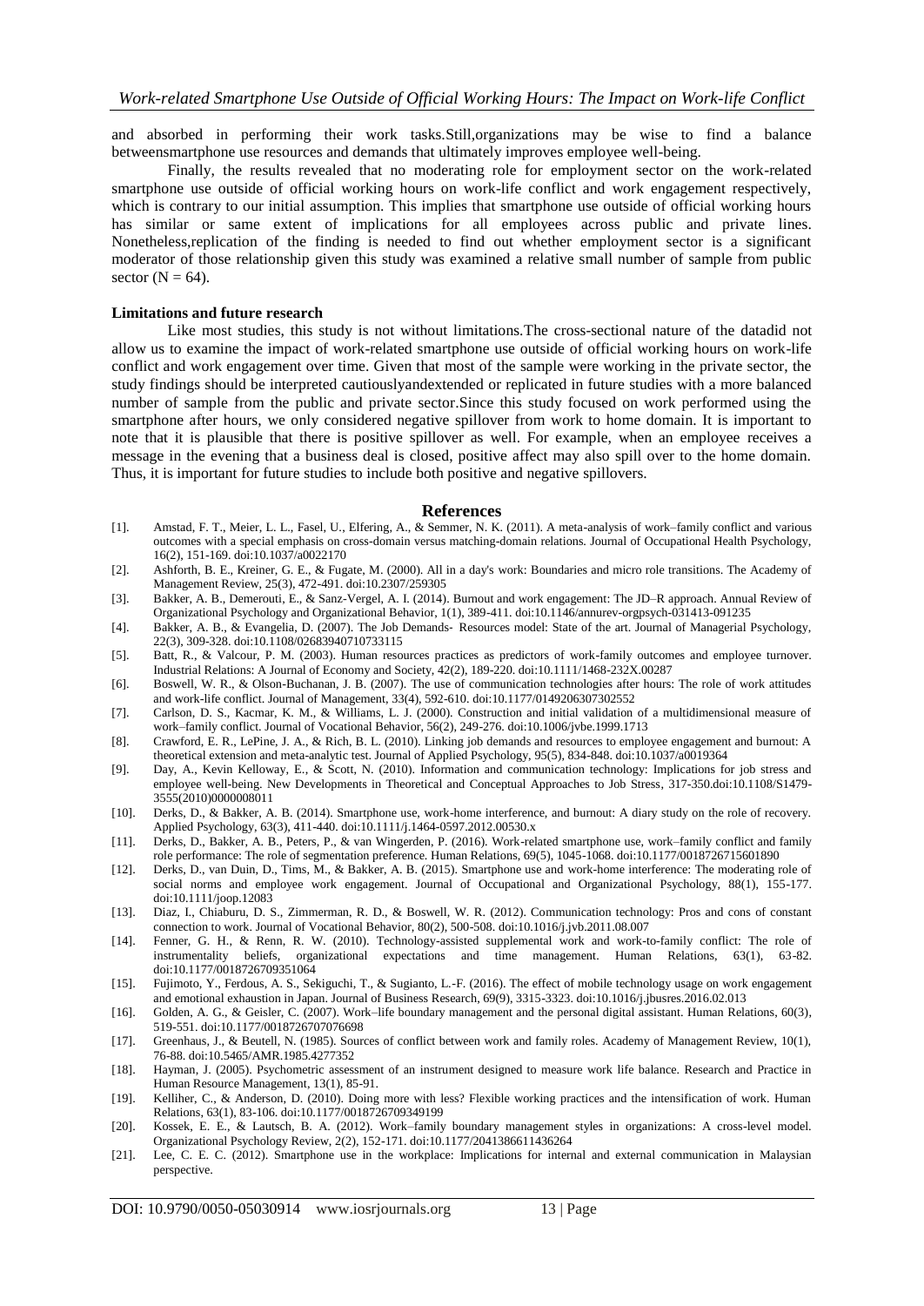and absorbed in performing their work tasks.Still,organizations may be wise to find a balance betweensmartphone use resources and demands that ultimately improves employee well-being.

Finally, the results revealed that no moderating role for employment sector on the work-related smartphone use outside of official working hours on work-life conflict and work engagement respectively, which is contrary to our initial assumption. This implies that smartphone use outside of official working hours has similar or same extent of implications for all employees across public and private lines. Nonetheless,replication of the finding is needed to find out whether employment sector is a significant moderator of those relationship given this study was examined a relative small number of sample from public sector ($N = 64$).

**Limitations and future research**

Like most studies, this study is not without limitations.The cross-sectional nature of the datadid not allow us to examine the impact of work-related smartphone use outside of official working hours on work-life conflict and work engagement over time. Given that most of the sample were working in the private sector, the study findings should be interpreted cautiouslyandextended or replicated in future studies with a more balanced number of sample from the public and private sector.Since this study focused on work performed using the smartphone after hours, we only considered negative spillover from work to home domain. It is important to note that it is plausible that there is positive spillover as well. For example, when an employee receives a message in the evening that a business deal is closed, positive affect may also spill over to the home domain. Thus, it is important for future studies to include both positive and negative spillovers.

## References

[1]. Amstad, F. T., Meier, L. L., Fasel, U., Elfering, A., & Semmer, N. K. (2011). A meta-analysis of work–family conflict and various outcomes with a special emphasis on cross-domain versus matching-domain relations. Journal of Occupational Health Psychology, 16(2), 151-169. doi:10.1037/a0022170

[2]. Ashforth, B. E., Kreiner, G. E., & Fugate, M. (2000). All in a day's work: Boundaries and micro role transitions. The Academy of Management Review, 25(3), 472-491. doi:10.2307/259305

[3]. Bakker, A. B., Demerouti, E., & Sanz-Vergel, A. I. (2014). Burnout and work engagement: The JD–R approach. Annual Review of Organizational Psychology and Organizational Behavior, 1(1), 389-411. doi:10.1146/annurev-orgpsych-031413-091235

[4]. Bakker, A. B., & Evangelia, D. (2007). The Job Demands- Resources model: State of the art. Journal of Managerial Psychology, 22(3), 309-328. doi:10.1108/02683940710733115

[5]. Batt, R., & Valcour, P. M. (2003). Human resources practices as predictors of work-family outcomes and employee turnover. Industrial Relations: A Journal of Economy and Society, 42(2), 189-220. doi:10.1111/1468-232X.00287

[6]. Boswell, W. R., & Olson-Buchanan, J. B. (2007). The use of communication technologies after hours: The role of work attitudes and work-life conflict. Journal of Management, 33(4), 592-610. doi:10.1177/0149206307302552

[7]. Carlson, D. S., Kacmar, K. M., & Williams, L. J. (2000). Construction and initial validation of a multidimensional measure of work–family conflict. Journal of Vocational Behavior, 56(2), 249-276. doi:10.1006/jvbe.1999.1713

[8]. Crawford, E. R., LePine, J. A., & Rich, B. L. (2010). Linking job demands and resources to employee engagement and burnout: A theoretical extension and meta-analytic test. Journal of Applied Psychology, 95(5), 834-848. doi:10.1037/a0019364

[9]. Day, A., Kevin Kelloway, E., & Scott, N. (2010). Information and communication technology: Implications for job stress and employee well-being. New Developments in Theoretical and Conceptual Approaches to Job Stress, 317-350.doi:10.1108/S1479-3555(2010)0000008011

[10]. Derks, D., & Bakker, A. B. (2014). Smartphone use, work-home interference, and burnout: A diary study on the role of recovery. Applied Psychology, 63(3), 411-440. doi:10.1111/j.1464-0597.2012.00530.x

[11]. Derks, D., Bakker, A. B., Peters, P., & van Wingerden, P. (2016). Work-related smartphone use, work–family conflict and family role performance: The role of segmentation preference. Human Relations, 69(5), 1045-1068. doi:10.1177/0018726715601890

[12]. Derks, D., van Duin, D., Tims, M., & Bakker, A. B. (2015). Smartphone use and work-home interference: The moderating role of social norms and employee work engagement. Journal of Occupational and Organizational Psychology, 88(1), 155-177. doi:10.1111/joop.12083

[13]. Diaz, I., Chiaburu, D. S., Zimmerman, R. D., & Boswell, W. R. (2012). Communication technology: Pros and cons of constant connection to work. Journal of Vocational Behavior, 80(2), 500-508. doi:10.1016/j.jvb.2011.08.007

[14]. Fenner, G. H., & Renn, R. W. (2010). Technology-assisted supplemental work and work-to-family conflict: The role of instrumentality beliefs, organizational expectations and time management. Human Relations, 63(1), 63-82. doi:10.1177/0018726709351064

[15]. Fujimoto, Y., Ferdous, A. S., Sekiguchi, T., & Sugianto, L.-F. (2016). The effect of mobile technology usage on work engagement and emotional exhaustion in Japan. Journal of Business Research, 69(9), 3315-3323. doi:10.1016/j.jbusres.2016.02.013

[16]. Golden, A. G., & Geisler, C. (2007). Work–life boundary management and the personal digital assistant. Human Relations, 60(3), 519-551. doi:10.1177/0018726707076698

[17]. Greenhaus, J., & Beutell, N. (1985). Sources of conflict between work and family roles. Academy of Management Review, 10(1), 76-88. doi:10.5465/AMR.1985.4277352

[18]. Hayman, J. (2005). Psychometric assessment of an instrument designed to measure work life balance. Research and Practice in Human Resource Management, 13(1), 85-91.

[19]. Kelliher, C., & Anderson, D. (2010). Doing more with less? Flexible working practices and the intensification of work. Human Relations, 63(1), 83-106. doi:10.1177/0018726709349199

[20]. Kossek, E. E., & Lautsch, B. A. (2012). Work–family boundary management styles in organizations: A cross-level model. Organizational Psychology Review, 2(2), 152-171. doi:10.1177/2041386611436264

[21]. Lee, C. E. C. (2012). Smartphone use in the workplace: Implications for internal and external communication in Malaysian perspective.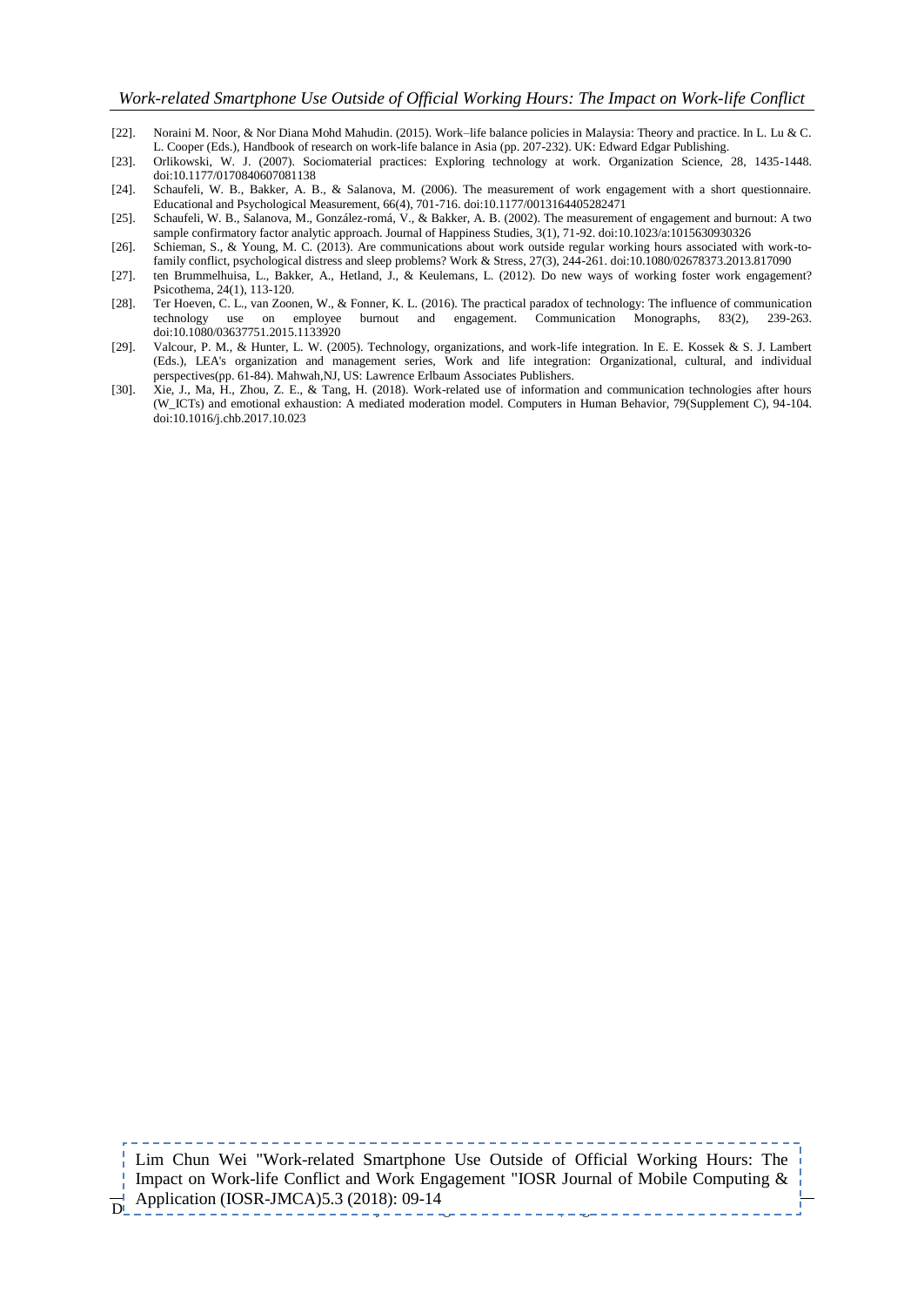[22]. Noraini M. Noor, & Nor Diana Mohd Mahudin. (2015). Work–life balance policies in Malaysia: Theory and practice. In L. Lu & C. L. Cooper (Eds.), Handbook of research on work-life balance in Asia (pp. 207-232). UK: Edward Edgar Publishing.

[23]. Orlikowski, W. J. (2007). Sociomaterial practices: Exploring technology at work. Organization Science, 28, 1435-1448. doi:10.1177/0170840607081138

[24]. Schaufeli, W. B., Bakker, A. B., & Salanova, M. (2006). The measurement of work engagement with a short questionnaire. Educational and Psychological Measurement, 66(4), 701-716. doi:10.1177/0013164405282471

[25]. Schaufeli, W. B., Salanova, M., González-romá, V., & Bakker, A. B. (2002). The measurement of engagement and burnout: A two sample confirmatory factor analytic approach. Journal of Happiness Studies, 3(1), 71-92. doi:10.1023/a:1015630930326

[26]. Schieman, S., & Young, M. C. (2013). Are communications about work outside regular working hours associated with work-to-family conflict, psychological distress and sleep problems? Work & Stress, 27(3), 244-261. doi:10.1080/02678373.2013.817090

[27]. ten Brummelhuisa, L., Bakker, A., Hetland, J., & Keulemans, L. (2012). Do new ways of working foster work engagement? Psicothema, 24(1), 113-120.

[28]. Ter Hoeven, C. L., van Zoonen, W., & Fonner, K. L. (2016). The practical paradox of technology: The influence of communication technology use on employee burnout and engagement. Communication Monographs, 83(2), 239-263. doi:10.1080/03637751.2015.1133920

[29]. Valcour, P. M., & Hunter, L. W. (2005). Technology, organizations, and work-life integration. In E. E. Kossek & S. J. Lambert (Eds.), LEA's organization and management series, Work and life integration: Organizational, cultural, and individual perspectives(pp. 61-84). Mahwah,NJ, US: Lawrence Erlbaum Associates Publishers.

[30]. Xie, J., Ma, H., Zhou, Z. E., & Tang, H. (2018). Work-related use of information and communication technologies after hours (W_ICTs) and emotional exhaustion: A mediated moderation model. Computers in Human Behavior, 79(Supplement C), 94-104. doi:10.1016/j.chb.2017.10.023

Lim Chun Wei "Work-related Smartphone Use Outside of Official Working Hours: The Impact on Work-life Conflict and Work Engagement "IOSR Journal of Mobile Computing & Application (IOSR-JMCA)5.3 (2018): 09-14